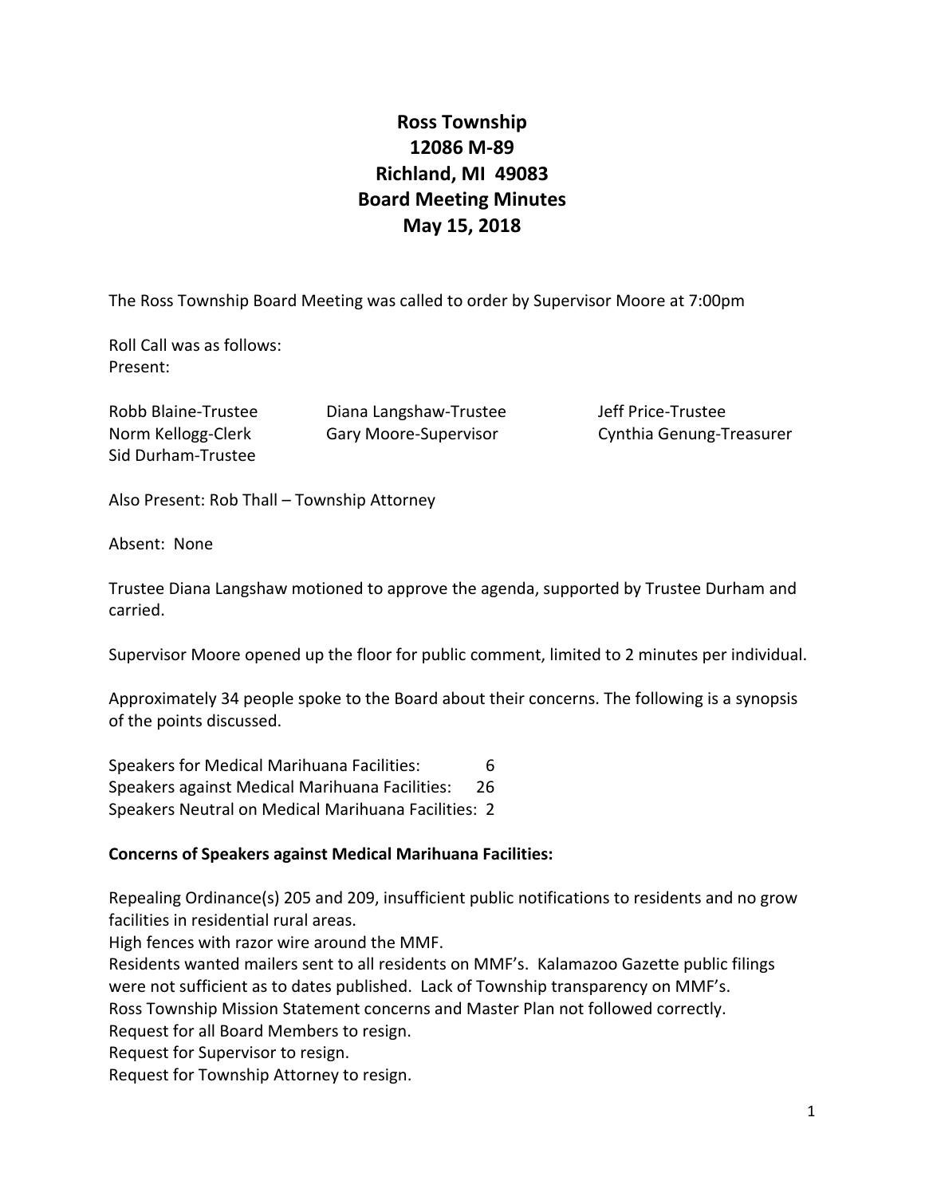# Ross Township
# 12086 M-89
# Richland, MI 49083
# Board Meeting Minutes
# May 15, 2018

The Ross Township Board Meeting was called to order by Supervisor Moore at 7:00pm

Roll Call was as follows:
Present:

Robb Blaine-Trustee
Diana Langshaw-Trustee
Jeff Price-Trustee
Norm Kellogg-Clerk
Gary Moore-Supervisor
Cynthia Genung-Treasurer
Sid Durham-Trustee

Also Present: Rob Thall – Township Attorney

Absent: None

Trustee Diana Langshaw motioned to approve the agenda, supported by Trustee Durham and carried.

Supervisor Moore opened up the floor for public comment, limited to 2 minutes per individual.

Approximately 34 people spoke to the Board about their concerns. The following is a synopsis of the points discussed.

Speakers for Medical Marihuana Facilities: 6
Speakers against Medical Marihuana Facilities: 26
Speakers Neutral on Medical Marihuana Facilities: 2

**Concerns of Speakers against Medical Marihuana Facilities:**

Repealing Ordinance(s) 205 and 209, insufficient public notifications to residents and no grow facilities in residential rural areas.
High fences with razor wire around the MMF.
Residents wanted mailers sent to all residents on MMF's. Kalamazoo Gazette public filings were not sufficient as to dates published. Lack of Township transparency on MMF's.
Ross Township Mission Statement concerns and Master Plan not followed correctly.
Request for all Board Members to resign.
Request for Supervisor to resign.
Request for Township Attorney to resign.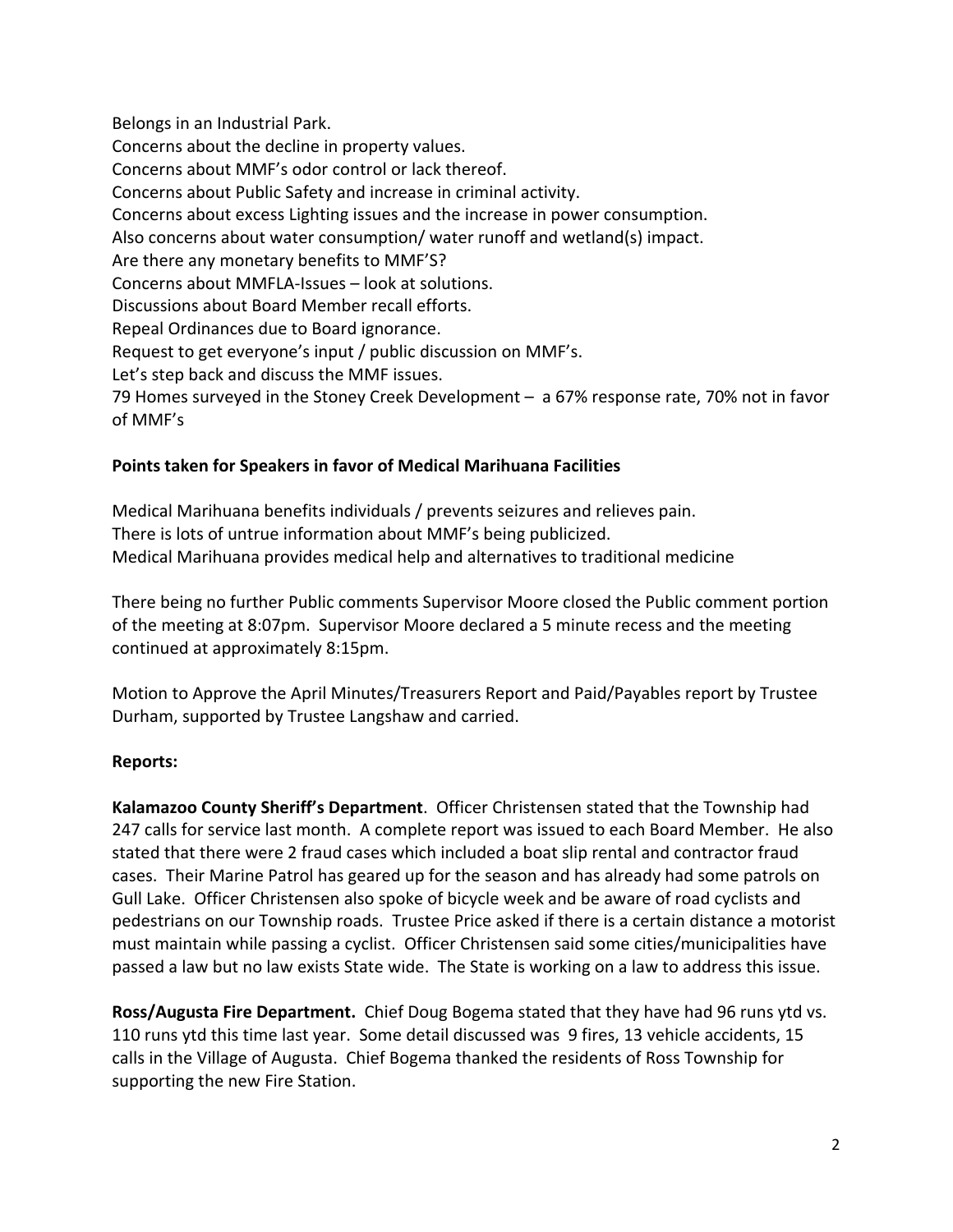Belongs in an Industrial Park.
Concerns about the decline in property values.
Concerns about MMF's odor control or lack thereof.
Concerns about Public Safety and increase in criminal activity.
Concerns about excess Lighting issues and the increase in power consumption.
Also concerns about water consumption/ water runoff and wetland(s) impact.
Are there any monetary benefits to MMF'S?
Concerns about MMFLA-Issues – look at solutions.
Discussions about Board Member recall efforts.
Repeal Ordinances due to Board ignorance.
Request to get everyone's input / public discussion on MMF's.
Let's step back and discuss the MMF issues.
79 Homes surveyed in the Stoney Creek Development – a 67% response rate, 70% not in favor of MMF's

**Points taken for Speakers in favor of Medical Marihuana Facilities**

Medical Marihuana benefits individuals / prevents seizures and relieves pain.
There is lots of untrue information about MMF's being publicized.
Medical Marihuana provides medical help and alternatives to traditional medicine

There being no further Public comments Supervisor Moore closed the Public comment portion of the meeting at 8:07pm. Supervisor Moore declared a 5 minute recess and the meeting continued at approximately 8:15pm.

Motion to Approve the April Minutes/Treasurers Report and Paid/Payables report by Trustee Durham, supported by Trustee Langshaw and carried.

**Reports:**

**Kalamazoo County Sheriff's Department**. Officer Christensen stated that the Township had 247 calls for service last month. A complete report was issued to each Board Member. He also stated that there were 2 fraud cases which included a boat slip rental and contractor fraud cases. Their Marine Patrol has geared up for the season and has already had some patrols on Gull Lake. Officer Christensen also spoke of bicycle week and be aware of road cyclists and pedestrians on our Township roads. Trustee Price asked if there is a certain distance a motorist must maintain while passing a cyclist. Officer Christensen said some cities/municipalities have passed a law but no law exists State wide. The State is working on a law to address this issue.

**Ross/Augusta Fire Department.** Chief Doug Bogema stated that they have had 96 runs ytd vs. 110 runs ytd this time last year. Some detail discussed was 9 fires, 13 vehicle accidents, 15 calls in the Village of Augusta. Chief Bogema thanked the residents of Ross Township for supporting the new Fire Station.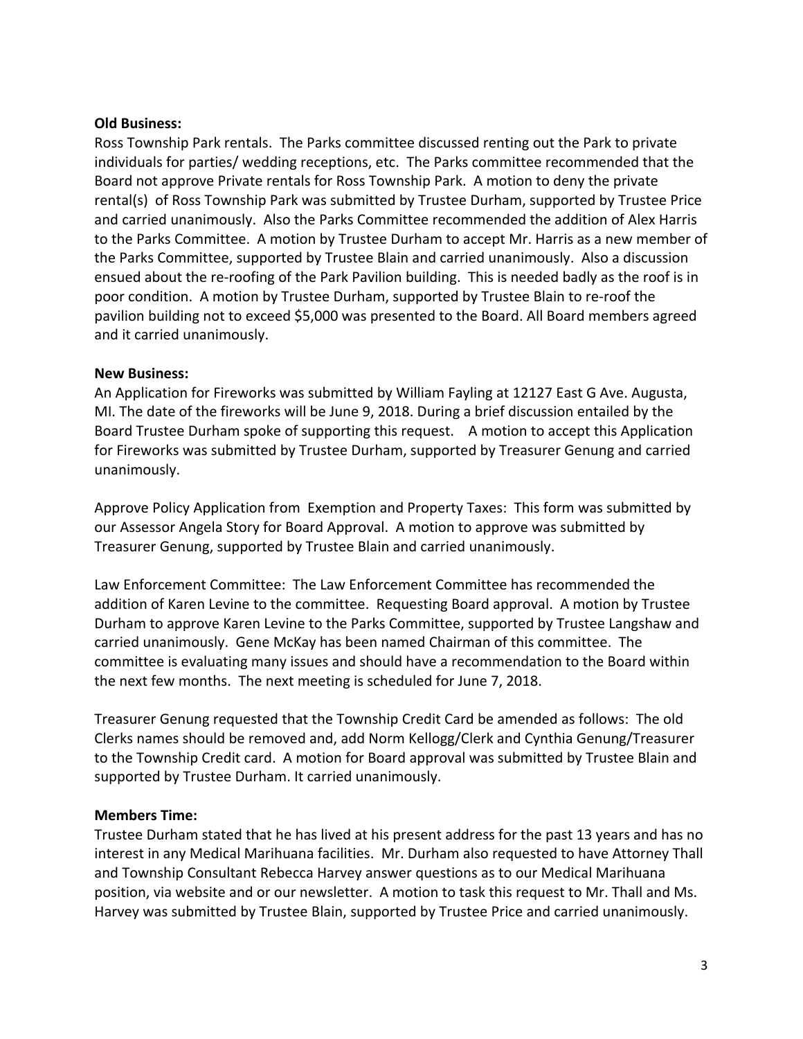**Old Business:**

Ross Township Park rentals. The Parks committee discussed renting out the Park to private individuals for parties/ wedding receptions, etc. The Parks committee recommended that the Board not approve Private rentals for Ross Township Park. A motion to deny the private rental(s) of Ross Township Park was submitted by Trustee Durham, supported by Trustee Price and carried unanimously. Also the Parks Committee recommended the addition of Alex Harris to the Parks Committee. A motion by Trustee Durham to accept Mr. Harris as a new member of the Parks Committee, supported by Trustee Blain and carried unanimously. Also a discussion ensued about the re-roofing of the Park Pavilion building. This is needed badly as the roof is in poor condition. A motion by Trustee Durham, supported by Trustee Blain to re-roof the pavilion building not to exceed $5,000 was presented to the Board. All Board members agreed and it carried unanimously.

**New Business:**

An Application for Fireworks was submitted by William Fayling at 12127 East G Ave. Augusta, MI. The date of the fireworks will be June 9, 2018. During a brief discussion entailed by the Board Trustee Durham spoke of supporting this request. A motion to accept this Application for Fireworks was submitted by Trustee Durham, supported by Treasurer Genung and carried unanimously.

Approve Policy Application from Exemption and Property Taxes: This form was submitted by our Assessor Angela Story for Board Approval. A motion to approve was submitted by Treasurer Genung, supported by Trustee Blain and carried unanimously.

Law Enforcement Committee: The Law Enforcement Committee has recommended the addition of Karen Levine to the committee. Requesting Board approval. A motion by Trustee Durham to approve Karen Levine to the Parks Committee, supported by Trustee Langshaw and carried unanimously. Gene McKay has been named Chairman of this committee. The committee is evaluating many issues and should have a recommendation to the Board within the next few months. The next meeting is scheduled for June 7, 2018.

Treasurer Genung requested that the Township Credit Card be amended as follows: The old Clerks names should be removed and, add Norm Kellogg/Clerk and Cynthia Genung/Treasurer to the Township Credit card. A motion for Board approval was submitted by Trustee Blain and supported by Trustee Durham. It carried unanimously.

**Members Time:**

Trustee Durham stated that he has lived at his present address for the past 13 years and has no interest in any Medical Marihuana facilities. Mr. Durham also requested to have Attorney Thall and Township Consultant Rebecca Harvey answer questions as to our Medical Marihuana position, via website and or our newsletter. A motion to task this request to Mr. Thall and Ms. Harvey was submitted by Trustee Blain, supported by Trustee Price and carried unanimously.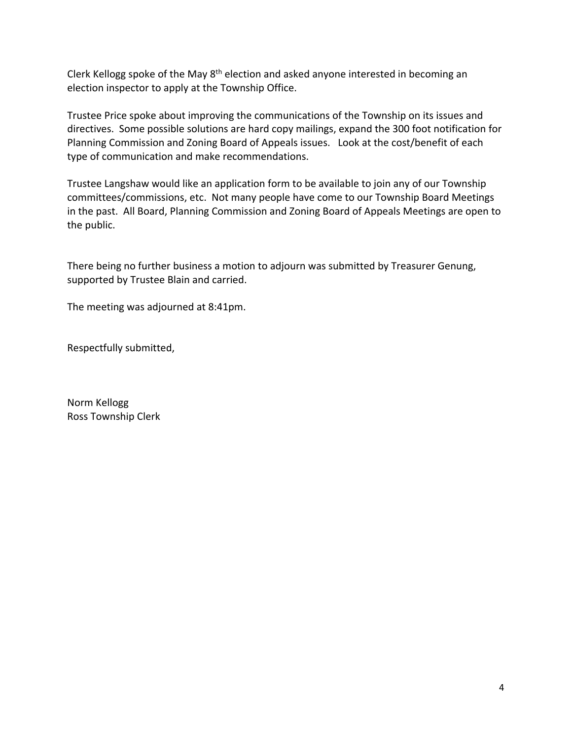Clerk Kellogg spoke of the May 8th election and asked anyone interested in becoming an election inspector to apply at the Township Office.

Trustee Price spoke about improving the communications of the Township on its issues and directives. Some possible solutions are hard copy mailings, expand the 300 foot notification for Planning Commission and Zoning Board of Appeals issues. Look at the cost/benefit of each type of communication and make recommendations.

Trustee Langshaw would like an application form to be available to join any of our Township committees/commissions, etc. Not many people have come to our Township Board Meetings in the past. All Board, Planning Commission and Zoning Board of Appeals Meetings are open to the public.

There being no further business a motion to adjourn was submitted by Treasurer Genung, supported by Trustee Blain and carried.

The meeting was adjourned at 8:41pm.

Respectfully submitted,

Norm Kellogg
Ross Township Clerk